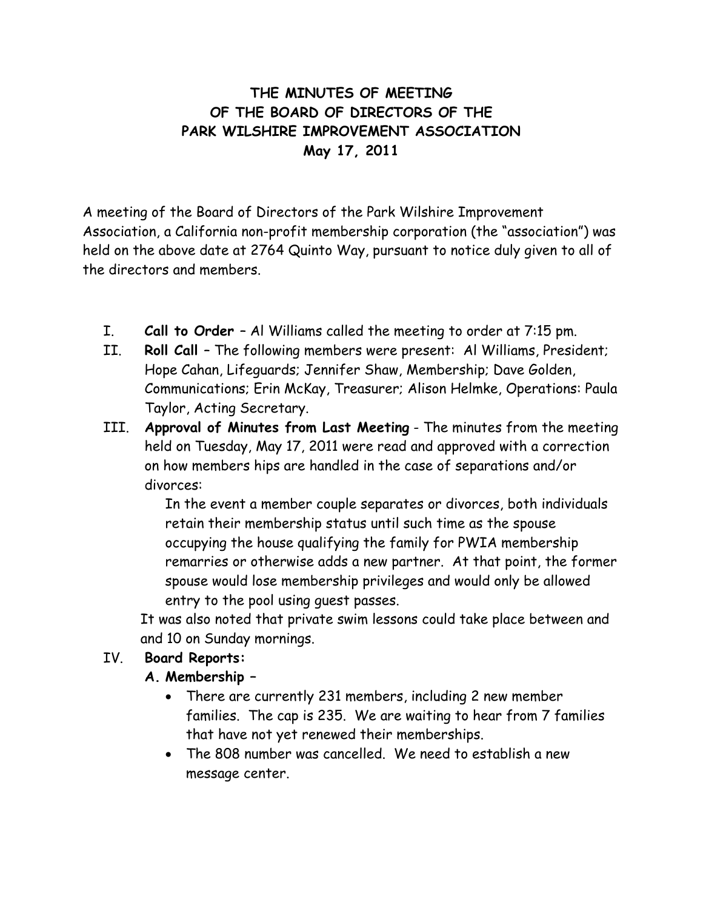# THE MINUTES OF MEETING
# OF THE BOARD OF DIRECTORS OF THE
# PARK WILSHIRE IMPROVEMENT ASSOCIATION
# May 17, 2011

A meeting of the Board of Directors of the Park Wilshire Improvement Association, a California non-profit membership corporation (the "association") was held on the above date at 2764 Quinto Way, pursuant to notice duly given to all of the directors and members.

I. **Call to Order** – Al Williams called the meeting to order at 7:15 pm.

II. **Roll Call** – The following members were present: Al Williams, President; Hope Cahan, Lifeguards; Jennifer Shaw, Membership; Dave Golden, Communications; Erin McKay, Treasurer; Alison Helmke, Operations: Paula Taylor, Acting Secretary.

III. **Approval of Minutes from Last Meeting** - The minutes from the meeting held on Tuesday, May 17, 2011 were read and approved with a correction on how members hips are handled in the case of separations and/or divorces:

> In the event a member couple separates or divorces, both individuals retain their membership status until such time as the spouse occupying the house qualifying the family for PWIA membership remarries or otherwise adds a new partner. At that point, the former spouse would lose membership privileges and would only be allowed entry to the pool using guest passes.

It was also noted that private swim lessons could take place between and and 10 on Sunday mornings.

IV. **Board Reports:**

**A. Membership –**

- There are currently 231 members, including 2 new member families. The cap is 235. We are waiting to hear from 7 families that have not yet renewed their memberships.
- The 808 number was cancelled. We need to establish a new message center.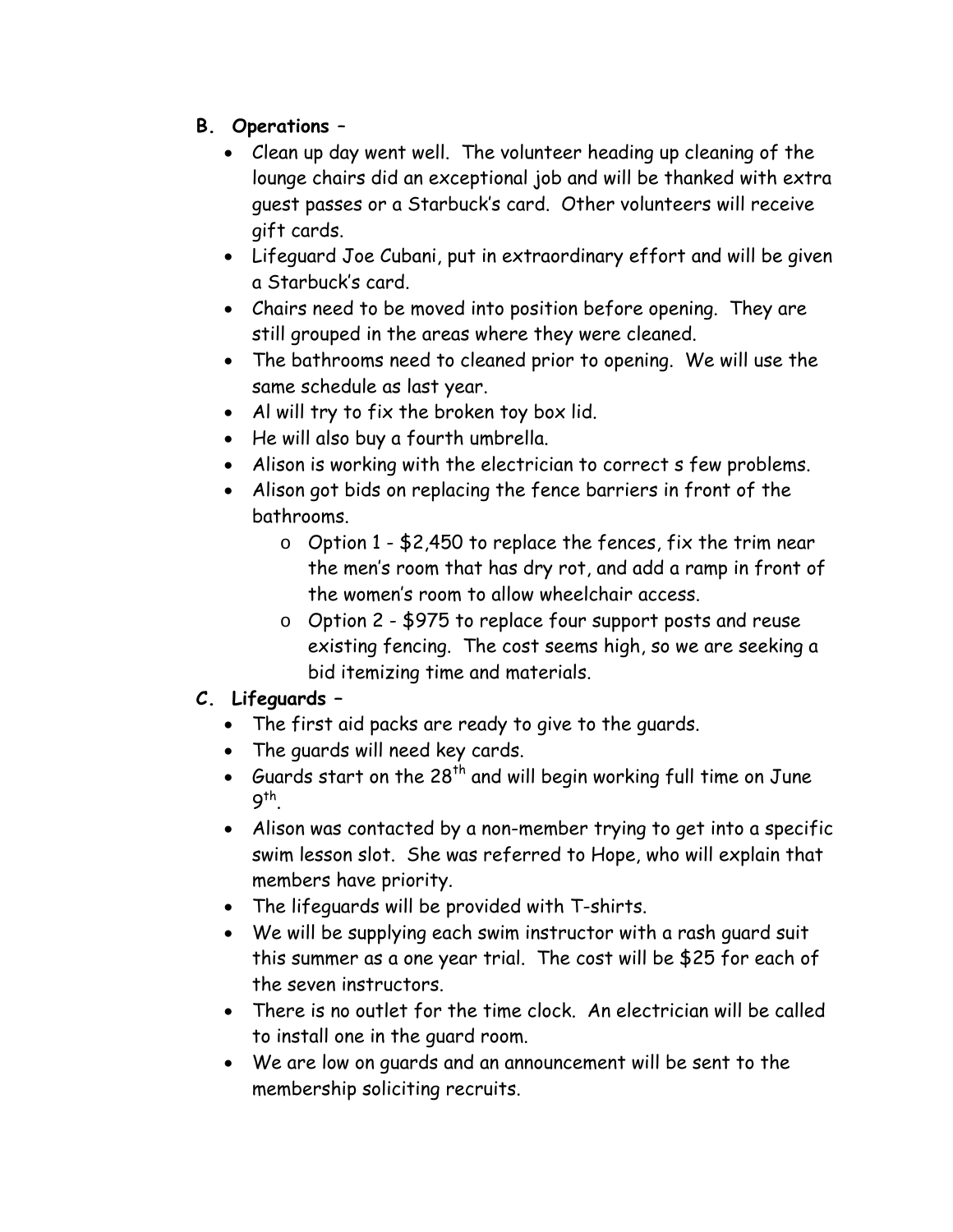**B. Operations –**

- Clean up day went well. The volunteer heading up cleaning of the lounge chairs did an exceptional job and will be thanked with extra guest passes or a Starbuck's card. Other volunteers will receive gift cards.
- Lifeguard Joe Cubani, put in extraordinary effort and will be given a Starbuck's card.
- Chairs need to be moved into position before opening. They are still grouped in the areas where they were cleaned.
- The bathrooms need to cleaned prior to opening. We will use the same schedule as last year.
- Al will try to fix the broken toy box lid.
- He will also buy a fourth umbrella.
- Alison is working with the electrician to correct s few problems.
- Alison got bids on replacing the fence barriers in front of the bathrooms.
  - Option 1 - $2,450 to replace the fences, fix the trim near the men's room that has dry rot, and add a ramp in front of the women's room to allow wheelchair access.
  - Option 2 - $975 to replace four support posts and reuse existing fencing. The cost seems high, so we are seeking a bid itemizing time and materials.

**C. Lifeguards –**

- The first aid packs are ready to give to the guards.
- The guards will need key cards.
- Guards start on the 28th and will begin working full time on June 9th.
- Alison was contacted by a non-member trying to get into a specific swim lesson slot. She was referred to Hope, who will explain that members have priority.
- The lifeguards will be provided with T-shirts.
- We will be supplying each swim instructor with a rash guard suit this summer as a one year trial. The cost will be $25 for each of the seven instructors.
- There is no outlet for the time clock. An electrician will be called to install one in the guard room.
- We are low on guards and an announcement will be sent to the membership soliciting recruits.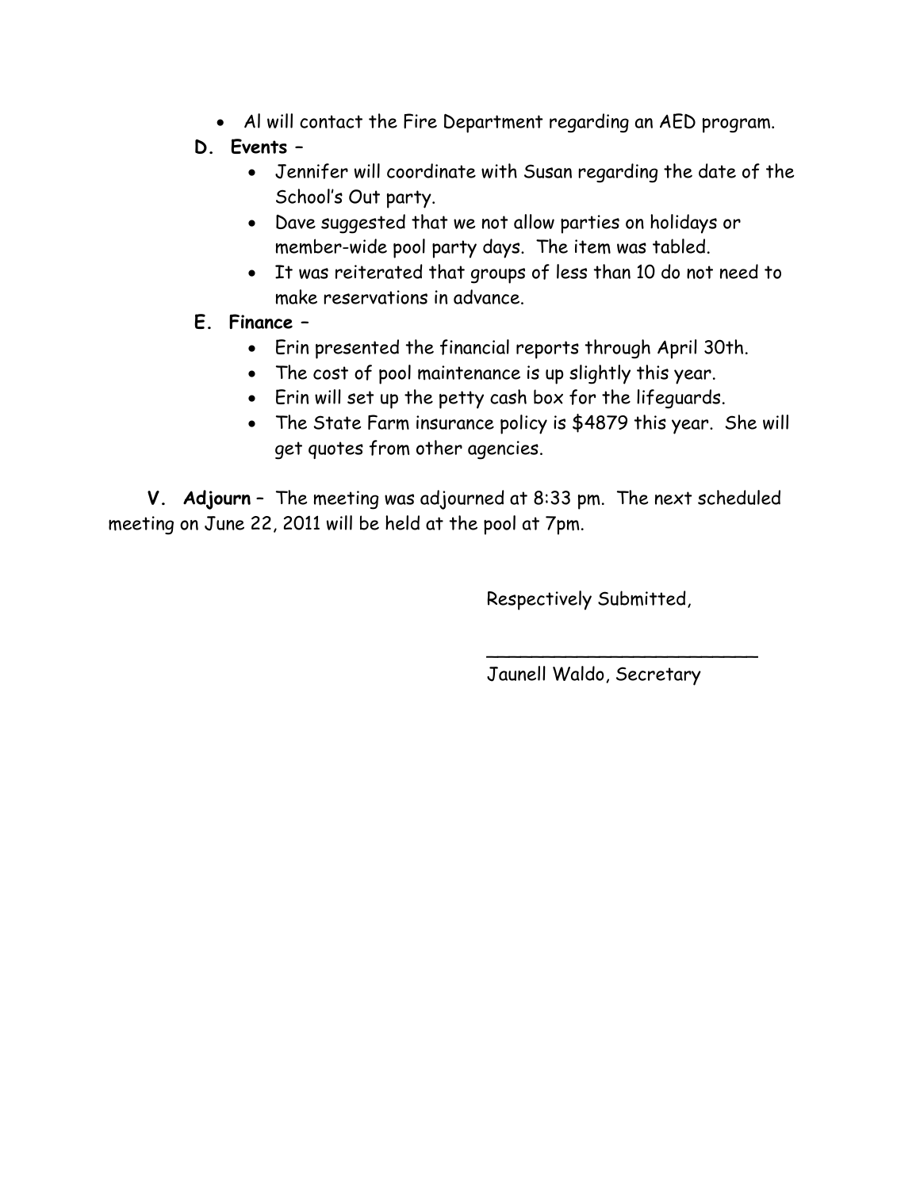- Al will contact the Fire Department regarding an AED program.

**D. Events –**

- Jennifer will coordinate with Susan regarding the date of the School's Out party.
- Dave suggested that we not allow parties on holidays or member-wide pool party days. The item was tabled.
- It was reiterated that groups of less than 10 do not need to make reservations in advance.

**E. Finance –**

- Erin presented the financial reports through April 30th.
- The cost of pool maintenance is up slightly this year.
- Erin will set up the petty cash box for the lifeguards.
- The State Farm insurance policy is $4879 this year. She will get quotes from other agencies.

**V. Adjourn** – The meeting was adjourned at 8:33 pm. The next scheduled meeting on June 22, 2011 will be held at the pool at 7pm.

Respectively Submitted,

_________________________

Jaunell Waldo, Secretary